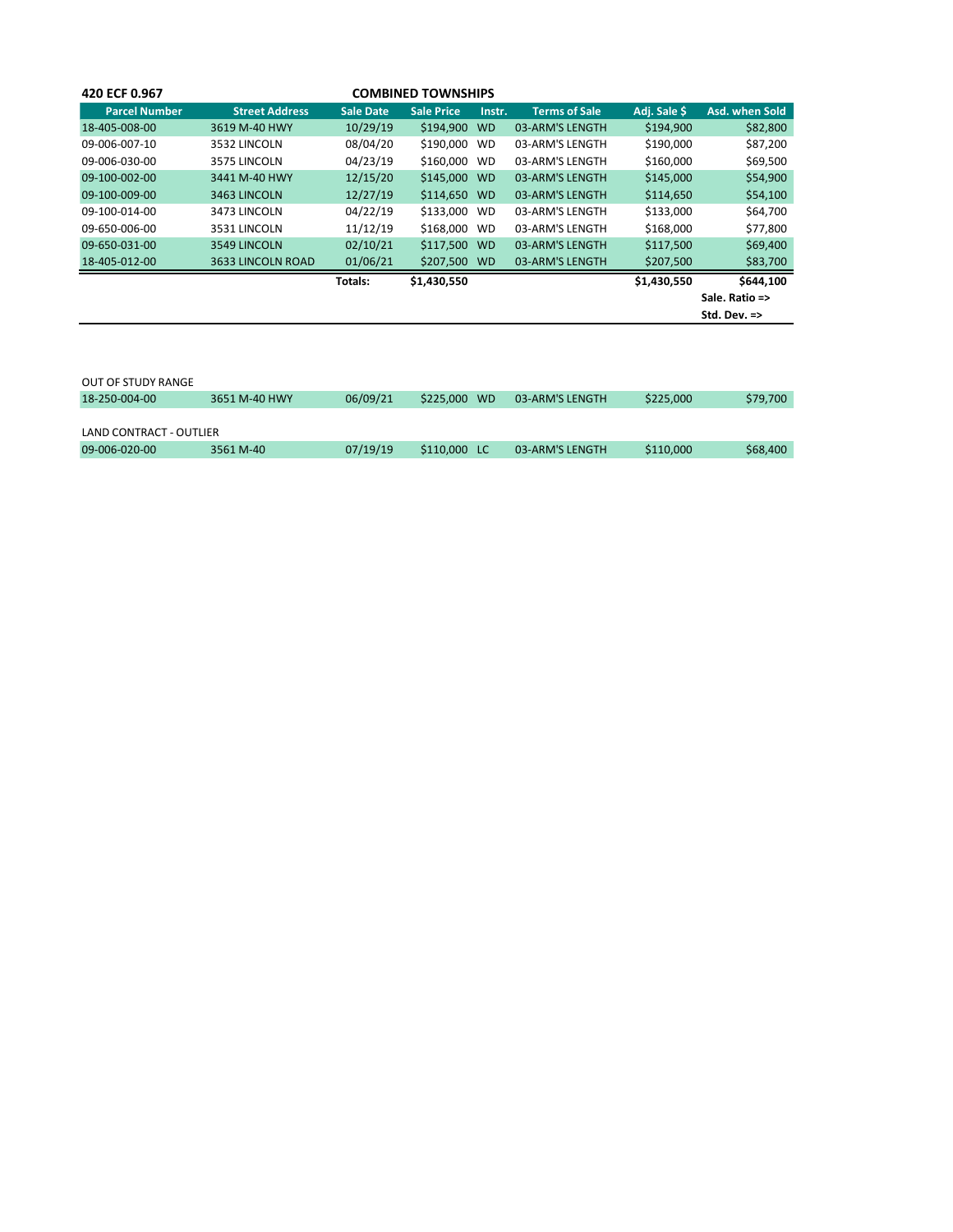**420 ECF 0.967** **COMBINED TOWNSHIPS**

| Parcel Number | Street Address | Sale Date | Sale Price | Instr. | Terms of Sale | Adj. Sale $ | Asd. when Sold |
|---|---|---|---|---|---|---|---|
| 18-405-008-00 | 3619 M-40 HWY | 10/29/19 | $194,900 | WD | 03-ARM'S LENGTH | $194,900 | $82,800 |
| 09-006-007-10 | 3532 LINCOLN | 08/04/20 | $190,000 | WD | 03-ARM'S LENGTH | $190,000 | $87,200 |
| 09-006-030-00 | 3575 LINCOLN | 04/23/19 | $160,000 | WD | 03-ARM'S LENGTH | $160,000 | $69,500 |
| 09-100-002-00 | 3441 M-40 HWY | 12/15/20 | $145,000 | WD | 03-ARM'S LENGTH | $145,000 | $54,900 |
| 09-100-009-00 | 3463 LINCOLN | 12/27/19 | $114,650 | WD | 03-ARM'S LENGTH | $114,650 | $54,100 |
| 09-100-014-00 | 3473 LINCOLN | 04/22/19 | $133,000 | WD | 03-ARM'S LENGTH | $133,000 | $64,700 |
| 09-650-006-00 | 3531 LINCOLN | 11/12/19 | $168,000 | WD | 03-ARM'S LENGTH | $168,000 | $77,800 |
| 09-650-031-00 | 3549 LINCOLN | 02/10/21 | $117,500 | WD | 03-ARM'S LENGTH | $117,500 | $69,400 |
| 18-405-012-00 | 3633 LINCOLN ROAD | 01/06/21 | $207,500 | WD | 03-ARM'S LENGTH | $207,500 | $83,700 |
| | | **Totals:** | **$1,430,550** | | | **$1,430,550** | **$644,100** |
| | | | | | | | **Sale. Ratio =>** |
| | | | | | | | **Std. Dev. =>** |

OUT OF STUDY RANGE

| Parcel Number | Street Address | Sale Date | Sale Price | Instr. | Terms of Sale | Adj. Sale $ | Asd. when Sold |
|---|---|---|---|---|---|---|---|
| 18-250-004-00 | 3651 M-40 HWY | 06/09/21 | $225,000 | WD | 03-ARM'S LENGTH | $225,000 | $79,700 |

LAND CONTRACT - OUTLIER

| Parcel Number | Street Address | Sale Date | Sale Price | Instr. | Terms of Sale | Adj. Sale $ | Asd. when Sold |
|---|---|---|---|---|---|---|---|
| 09-006-020-00 | 3561 M-40 | 07/19/19 | $110,000 | LC | 03-ARM'S LENGTH | $110,000 | $68,400 |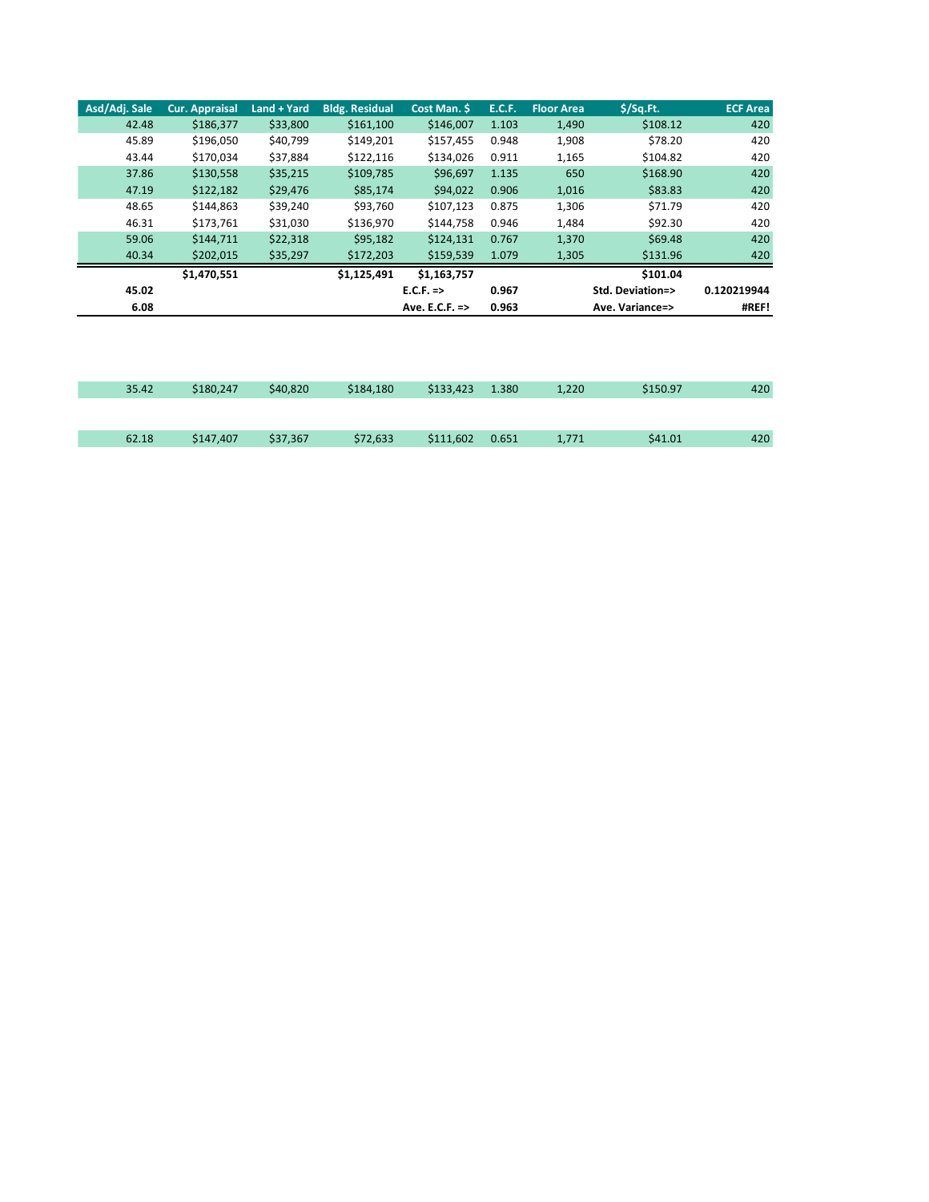| Asd/Adj. Sale | Cur. Appraisal | Land + Yard | Bldg. Residual | Cost Man. $ | E.C.F. | Floor Area | $/Sq.Ft. | ECF Area |
|---|---|---|---|---|---|---|---|---|
| 42.48 | $186,377 | $33,800 | $161,100 | $146,007 | 1.103 | 1,490 | $108.12 | 420 |
| 45.89 | $196,050 | $40,799 | $149,201 | $157,455 | 0.948 | 1,908 | $78.20 | 420 |
| 43.44 | $170,034 | $37,884 | $122,116 | $134,026 | 0.911 | 1,165 | $104.82 | 420 |
| 37.86 | $130,558 | $35,215 | $109,785 | $96,697 | 1.135 | 650 | $168.90 | 420 |
| 47.19 | $122,182 | $29,476 | $85,174 | $94,022 | 0.906 | 1,016 | $83.83 | 420 |
| 48.65 | $144,863 | $39,240 | $93,760 | $107,123 | 0.875 | 1,306 | $71.79 | 420 |
| 46.31 | $173,761 | $31,030 | $136,970 | $144,758 | 0.946 | 1,484 | $92.30 | 420 |
| 59.06 | $144,711 | $22,318 | $95,182 | $124,131 | 0.767 | 1,370 | $69.48 | 420 |
| 40.34 | $202,015 | $35,297 | $172,203 | $159,539 | 1.079 | 1,305 | $131.96 | 420 |
| | **$1,470,551** | | **$1,125,491** | **$1,163,757** | | | **$101.04** | |
| **45.02** | | | | **E.C.F. =>** | **0.967** | | **Std. Deviation=>** | **0.120219944** |
| **6.08** | | | | **Ave. E.C.F. =>** | **0.963** | | **Ave. Variance=>** | **#REF!** |

| Asd/Adj. Sale | Cur. Appraisal | Land + Yard | Bldg. Residual | Cost Man. $ | E.C.F. | Floor Area | $/Sq.Ft. | ECF Area |
|---|---|---|---|---|---|---|---|---|
| 35.42 | $180,247 | $40,820 | $184,180 | $133,423 | 1.380 | 1,220 | $150.97 | 420 |
| 62.18 | $147,407 | $37,367 | $72,633 | $111,602 | 0.651 | 1,771 | $41.01 | 420 |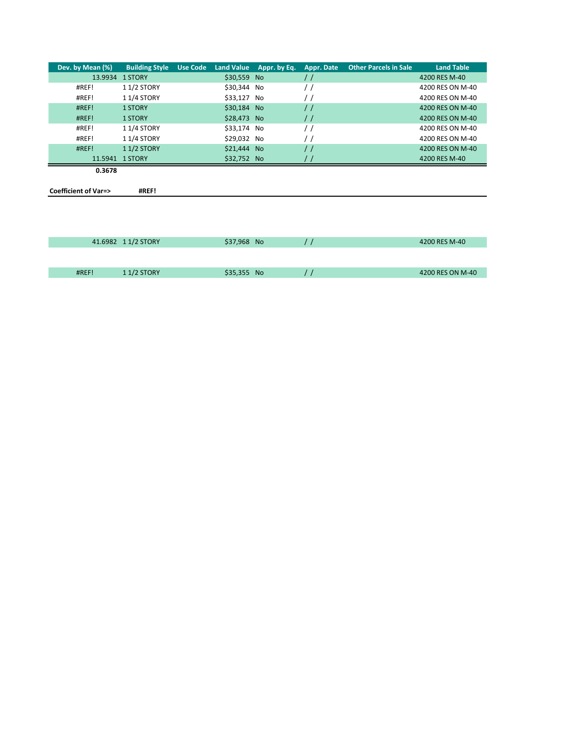| Dev. by Mean (%) | Building Style | Use Code | Land Value | Appr. by Eq. | Appr. Date | Other Parcels in Sale | Land Table |
|---|---|---|---|---|---|---|---|
| 13.9934 | 1 STORY | | $30,559 | No | / / | | 4200 RES M-40 |
| #REF! | 1 1/2 STORY | | $30,344 | No | / / | | 4200 RES ON M-40 |
| #REF! | 1 1/4 STORY | | $33,127 | No | / / | | 4200 RES ON M-40 |
| #REF! | 1 STORY | | $30,184 | No | / / | | 4200 RES ON M-40 |
| #REF! | 1 STORY | | $28,473 | No | / / | | 4200 RES ON M-40 |
| #REF! | 1 1/4 STORY | | $33,174 | No | / / | | 4200 RES ON M-40 |
| #REF! | 1 1/4 STORY | | $29,032 | No | / / | | 4200 RES ON M-40 |
| #REF! | 1 1/2 STORY | | $21,444 | No | / / | | 4200 RES ON M-40 |
| 11.5941 | 1 STORY | | $32,752 | No | / / | | 4200 RES M-40 |

**0.3678**

**Coefficient of Var=>** **#REF!**

| | | | | | | | |
|---|---|---|---|---|---|---|---|
| 41.6982 | 1 1/2 STORY | | $37,968 | No | / / | | 4200 RES M-40 |
| #REF! | 1 1/2 STORY | | $35,355 | No | / / | | 4200 RES ON M-40 |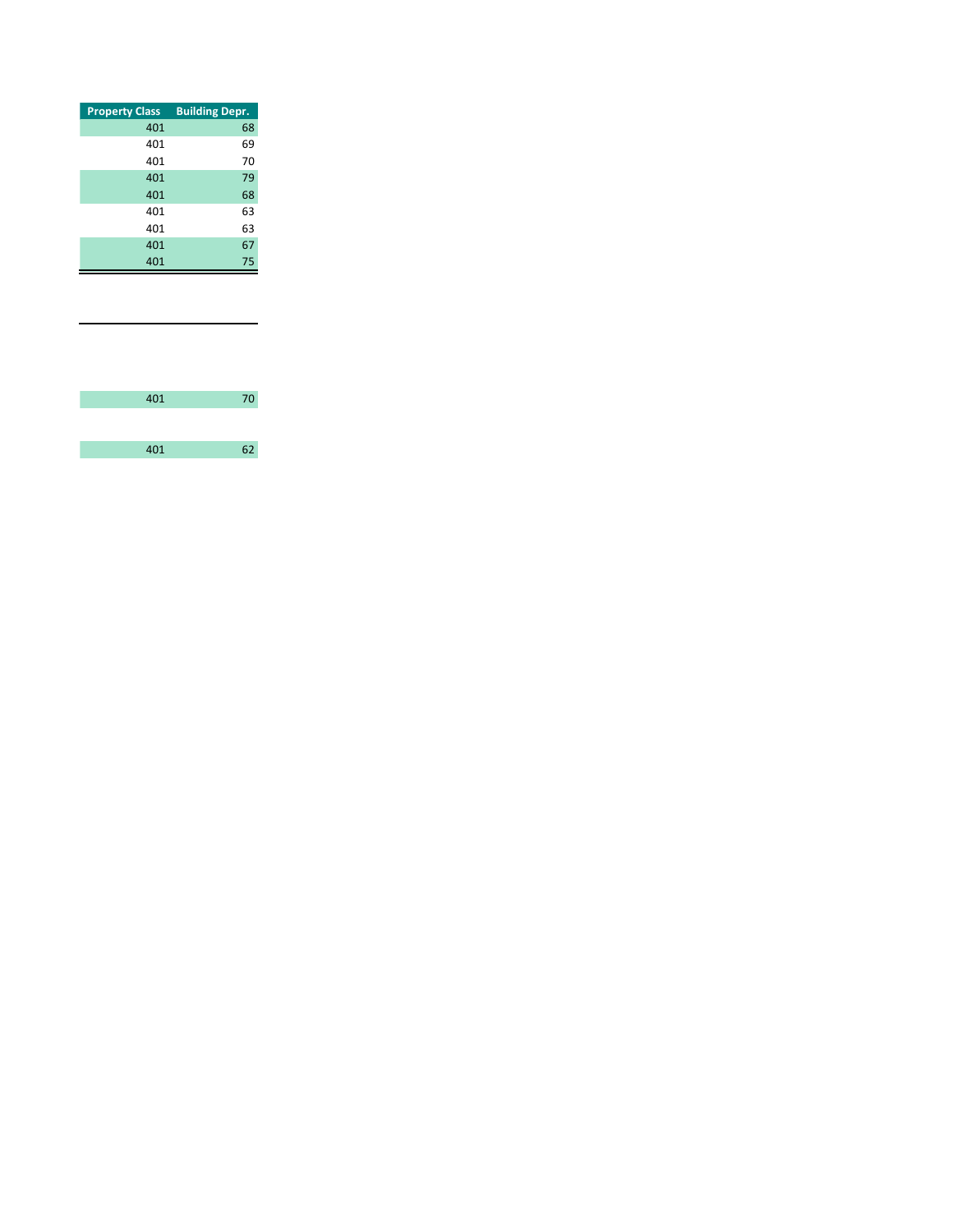| Property Class | Building Depr. |
|---|---|
| 401 | 68 |
| 401 | 69 |
| 401 | 70 |
| 401 | 79 |
| 401 | 68 |
| 401 | 63 |
| 401 | 63 |
| 401 | 67 |
| 401 | 75 |

| | |
|---|---|
| 401 | 70 |
| 401 | 62 |